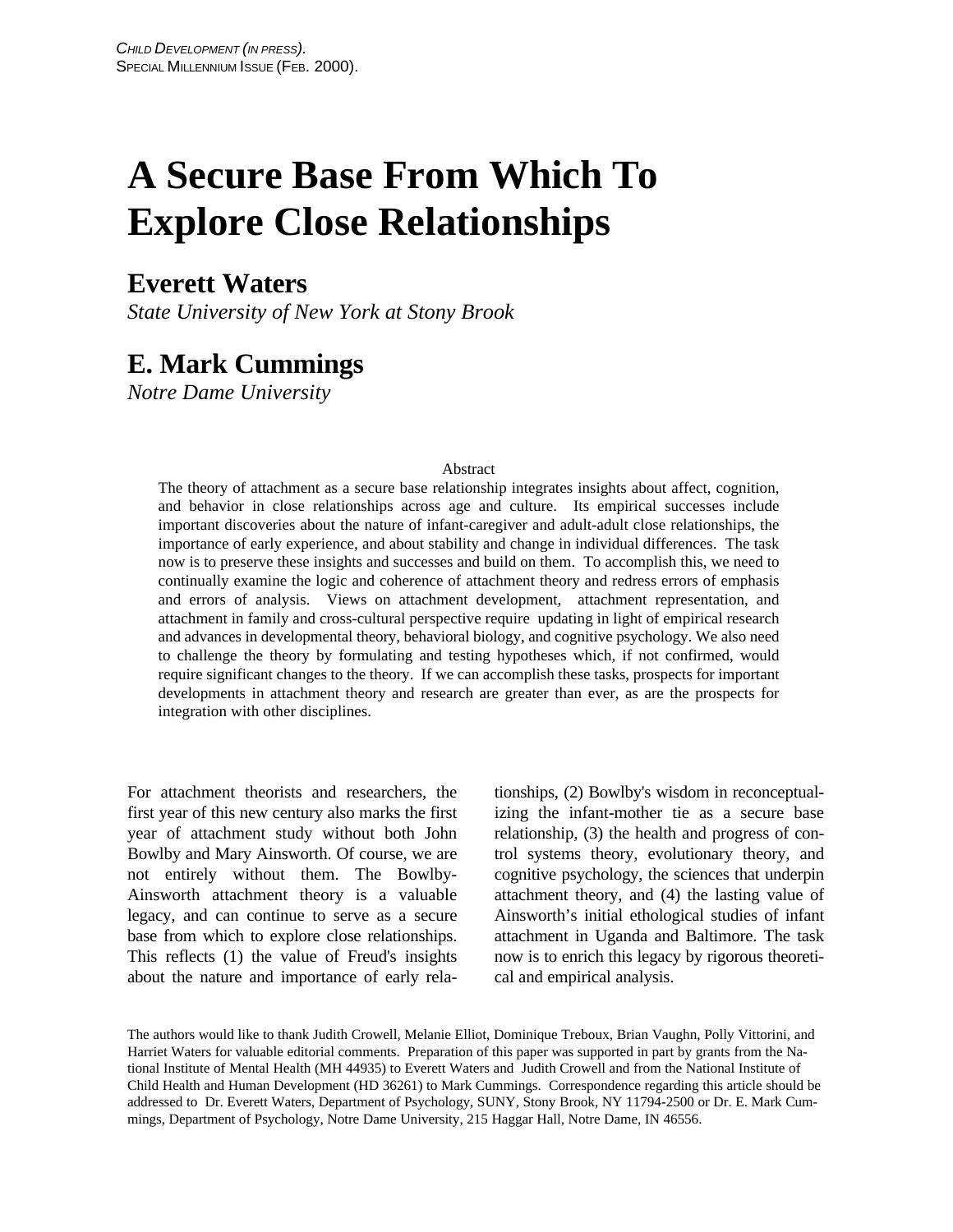*Child Development (in press).*
Special Millennium Issue (Feb. 2000).

# A Secure Base From Which To Explore Close Relationships

## Everett Waters

*State University of New York at Stony Brook*

## E. Mark Cummings

*Notre Dame University*

Abstract

The theory of attachment as a secure base relationship integrates insights about affect, cognition, and behavior in close relationships across age and culture. Its empirical successes include important discoveries about the nature of infant-caregiver and adult-adult close relationships, the importance of early experience, and about stability and change in individual differences. The task now is to preserve these insights and successes and build on them. To accomplish this, we need to continually examine the logic and coherence of attachment theory and redress errors of emphasis and errors of analysis. Views on attachment development, attachment representation, and attachment in family and cross-cultural perspective require updating in light of empirical research and advances in developmental theory, behavioral biology, and cognitive psychology. We also need to challenge the theory by formulating and testing hypotheses which, if not confirmed, would require significant changes to the theory. If we can accomplish these tasks, prospects for important developments in attachment theory and research are greater than ever, as are the prospects for integration with other disciplines.

For attachment theorists and researchers, the first year of this new century also marks the first year of attachment study without both John Bowlby and Mary Ainsworth. Of course, we are not entirely without them. The Bowlby-Ainsworth attachment theory is a valuable legacy, and can continue to serve as a secure base from which to explore close relationships. This reflects (1) the value of Freud's insights about the nature and importance of early relationships, (2) Bowlby's wisdom in reconceptualizing the infant-mother tie as a secure base relationship, (3) the health and progress of control systems theory, evolutionary theory, and cognitive psychology, the sciences that underpin attachment theory, and (4) the lasting value of Ainsworth's initial ethological studies of infant attachment in Uganda and Baltimore. The task now is to enrich this legacy by rigorous theoretical and empirical analysis.

The authors would like to thank Judith Crowell, Melanie Elliot, Dominique Treboux, Brian Vaughn, Polly Vittorini, and Harriet Waters for valuable editorial comments. Preparation of this paper was supported in part by grants from the National Institute of Mental Health (MH 44935) to Everett Waters and Judith Crowell and from the National Institute of Child Health and Human Development (HD 36261) to Mark Cummings. Correspondence regarding this article should be addressed to Dr. Everett Waters, Department of Psychology, SUNY, Stony Brook, NY 11794-2500 or Dr. E. Mark Cummings, Department of Psychology, Notre Dame University, 215 Haggar Hall, Notre Dame, IN 46556.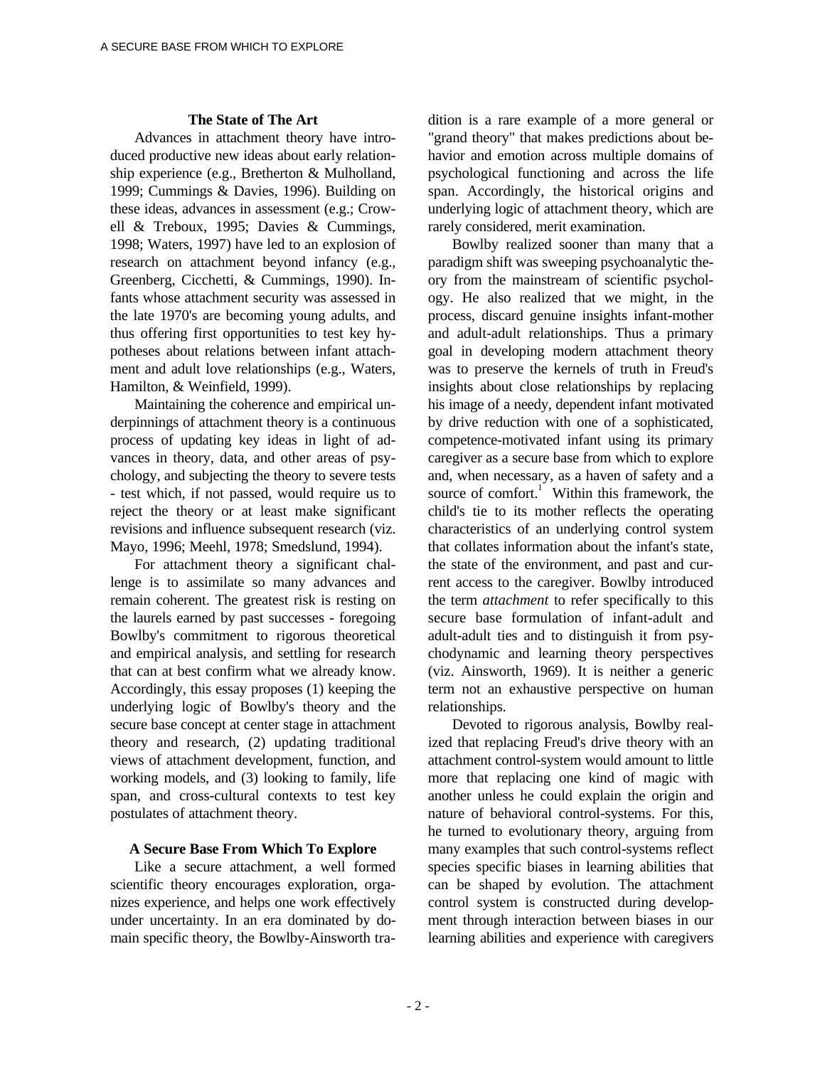## The State of The Art

Advances in attachment theory have introduced productive new ideas about early relationship experience (e.g., Bretherton & Mulholland, 1999; Cummings & Davies, 1996). Building on these ideas, advances in assessment (e.g.; Crowell & Treboux, 1995; Davies & Cummings, 1998; Waters, 1997) have led to an explosion of research on attachment beyond infancy (e.g., Greenberg, Cicchetti, & Cummings, 1990). Infants whose attachment security was assessed in the late 1970's are becoming young adults, and thus offering first opportunities to test key hypotheses about relations between infant attachment and adult love relationships (e.g., Waters, Hamilton, & Weinfield, 1999).

Maintaining the coherence and empirical underpinnings of attachment theory is a continuous process of updating key ideas in light of advances in theory, data, and other areas of psychology, and subjecting the theory to severe tests - test which, if not passed, would require us to reject the theory or at least make significant revisions and influence subsequent research (viz. Mayo, 1996; Meehl, 1978; Smedslund, 1994).

For attachment theory a significant challenge is to assimilate so many advances and remain coherent. The greatest risk is resting on the laurels earned by past successes - foregoing Bowlby's commitment to rigorous theoretical and empirical analysis, and settling for research that can at best confirm what we already know. Accordingly, this essay proposes (1) keeping the underlying logic of Bowlby's theory and the secure base concept at center stage in attachment theory and research, (2) updating traditional views of attachment development, function, and working models, and (3) looking to family, life span, and cross-cultural contexts to test key postulates of attachment theory.

## A Secure Base From Which To Explore

Like a secure attachment, a well formed scientific theory encourages exploration, organizes experience, and helps one work effectively under uncertainty. In an era dominated by domain specific theory, the Bowlby-Ainsworth tradition is a rare example of a more general or "grand theory" that makes predictions about behavior and emotion across multiple domains of psychological functioning and across the life span. Accordingly, the historical origins and underlying logic of attachment theory, which are rarely considered, merit examination.

Bowlby realized sooner than many that a paradigm shift was sweeping psychoanalytic theory from the mainstream of scientific psychology. He also realized that we might, in the process, discard genuine insights infant-mother and adult-adult relationships. Thus a primary goal in developing modern attachment theory was to preserve the kernels of truth in Freud's insights about close relationships by replacing his image of a needy, dependent infant motivated by drive reduction with one of a sophisticated, competence-motivated infant using its primary caregiver as a secure base from which to explore and, when necessary, as a haven of safety and a source of comfort.[1] Within this framework, the child's tie to its mother reflects the operating characteristics of an underlying control system that collates information about the infant's state, the state of the environment, and past and current access to the caregiver. Bowlby introduced the term *attachment* to refer specifically to this secure base formulation of infant-adult and adult-adult ties and to distinguish it from psychodynamic and learning theory perspectives (viz. Ainsworth, 1969). It is neither a generic term not an exhaustive perspective on human relationships.

Devoted to rigorous analysis, Bowlby realized that replacing Freud's drive theory with an attachment control-system would amount to little more that replacing one kind of magic with another unless he could explain the origin and nature of behavioral control-systems. For this, he turned to evolutionary theory, arguing from many examples that such control-systems reflect species specific biases in learning abilities that can be shaped by evolution. The attachment control system is constructed during development through interaction between biases in our learning abilities and experience with caregivers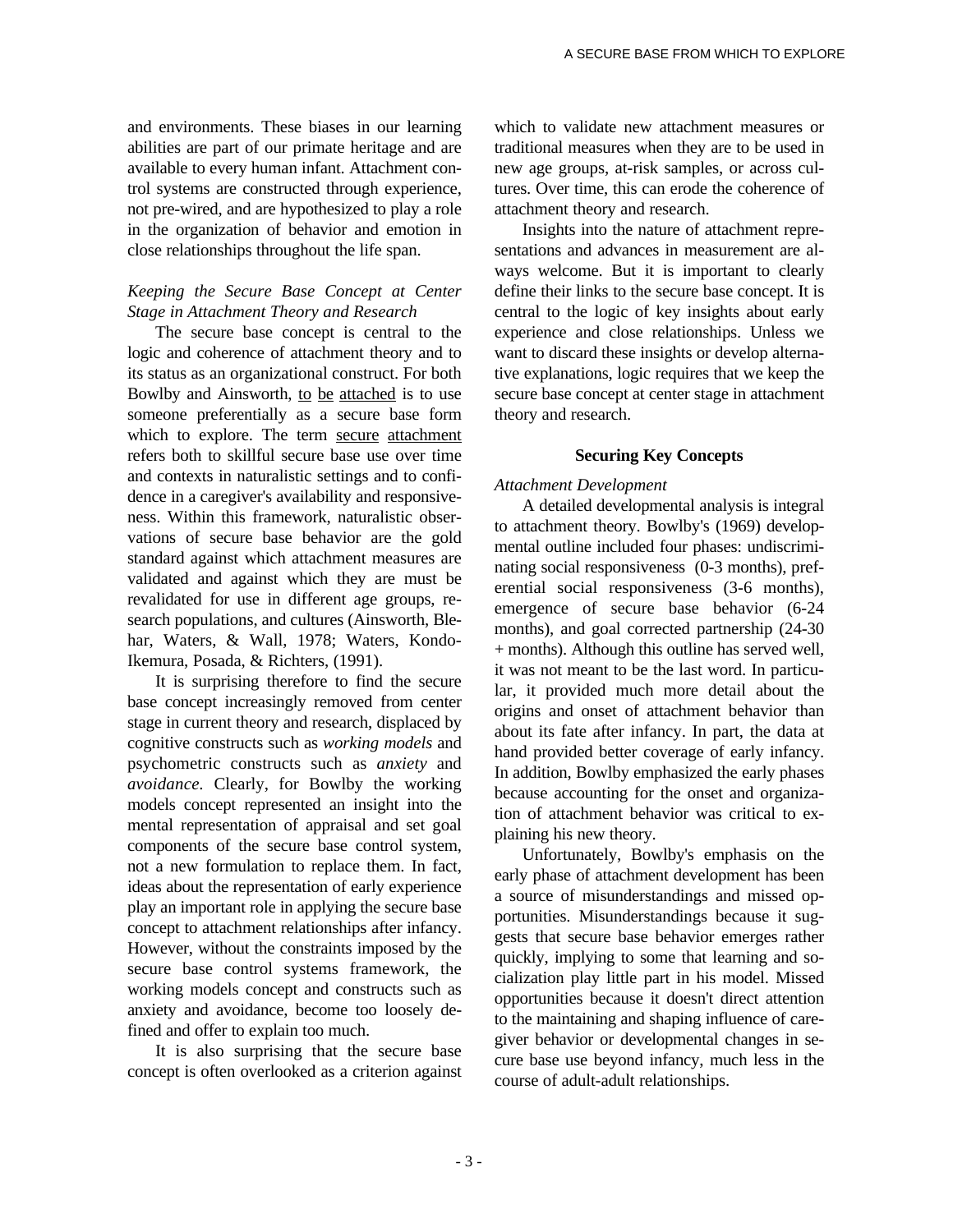and environments. These biases in our learning abilities are part of our primate heritage and are available to every human infant. Attachment control systems are constructed through experience, not pre-wired, and are hypothesized to play a role in the organization of behavior and emotion in close relationships throughout the life span.

*Keeping the Secure Base Concept at Center Stage in Attachment Theory and Research*

The secure base concept is central to the logic and coherence of attachment theory and to its status as an organizational construct. For both Bowlby and Ainsworth, to be attached is to use someone preferentially as a secure base form which to explore. The term secure attachment refers both to skillful secure base use over time and contexts in naturalistic settings and to confidence in a caregiver's availability and responsiveness. Within this framework, naturalistic observations of secure base behavior are the gold standard against which attachment measures are validated and against which they are must be revalidated for use in different age groups, research populations, and cultures (Ainsworth, Blehar, Waters, & Wall, 1978; Waters, Kondo-Ikemura, Posada, & Richters, (1991).

It is surprising therefore to find the secure base concept increasingly removed from center stage in current theory and research, displaced by cognitive constructs such as *working models* and psychometric constructs such as *anxiety* and *avoidance*. Clearly, for Bowlby the working models concept represented an insight into the mental representation of appraisal and set goal components of the secure base control system, not a new formulation to replace them. In fact, ideas about the representation of early experience play an important role in applying the secure base concept to attachment relationships after infancy. However, without the constraints imposed by the secure base control systems framework, the working models concept and constructs such as anxiety and avoidance, become too loosely defined and offer to explain too much.

It is also surprising that the secure base concept is often overlooked as a criterion against which to validate new attachment measures or traditional measures when they are to be used in new age groups, at-risk samples, or across cultures. Over time, this can erode the coherence of attachment theory and research.

Insights into the nature of attachment representations and advances in measurement are always welcome. But it is important to clearly define their links to the secure base concept. It is central to the logic of key insights about early experience and close relationships. Unless we want to discard these insights or develop alternative explanations, logic requires that we keep the secure base concept at center stage in attachment theory and research.

## Securing Key Concepts

*Attachment Development*

A detailed developmental analysis is integral to attachment theory. Bowlby's (1969) developmental outline included four phases: undiscriminating social responsiveness (0-3 months), preferential social responsiveness (3-6 months), emergence of secure base behavior (6-24 months), and goal corrected partnership (24-30 + months). Although this outline has served well, it was not meant to be the last word. In particular, it provided much more detail about the origins and onset of attachment behavior than about its fate after infancy. In part, the data at hand provided better coverage of early infancy. In addition, Bowlby emphasized the early phases because accounting for the onset and organization of attachment behavior was critical to explaining his new theory.

Unfortunately, Bowlby's emphasis on the early phase of attachment development has been a source of misunderstandings and missed opportunities. Misunderstandings because it suggests that secure base behavior emerges rather quickly, implying to some that learning and socialization play little part in his model. Missed opportunities because it doesn't direct attention to the maintaining and shaping influence of caregiver behavior or developmental changes in secure base use beyond infancy, much less in the course of adult-adult relationships.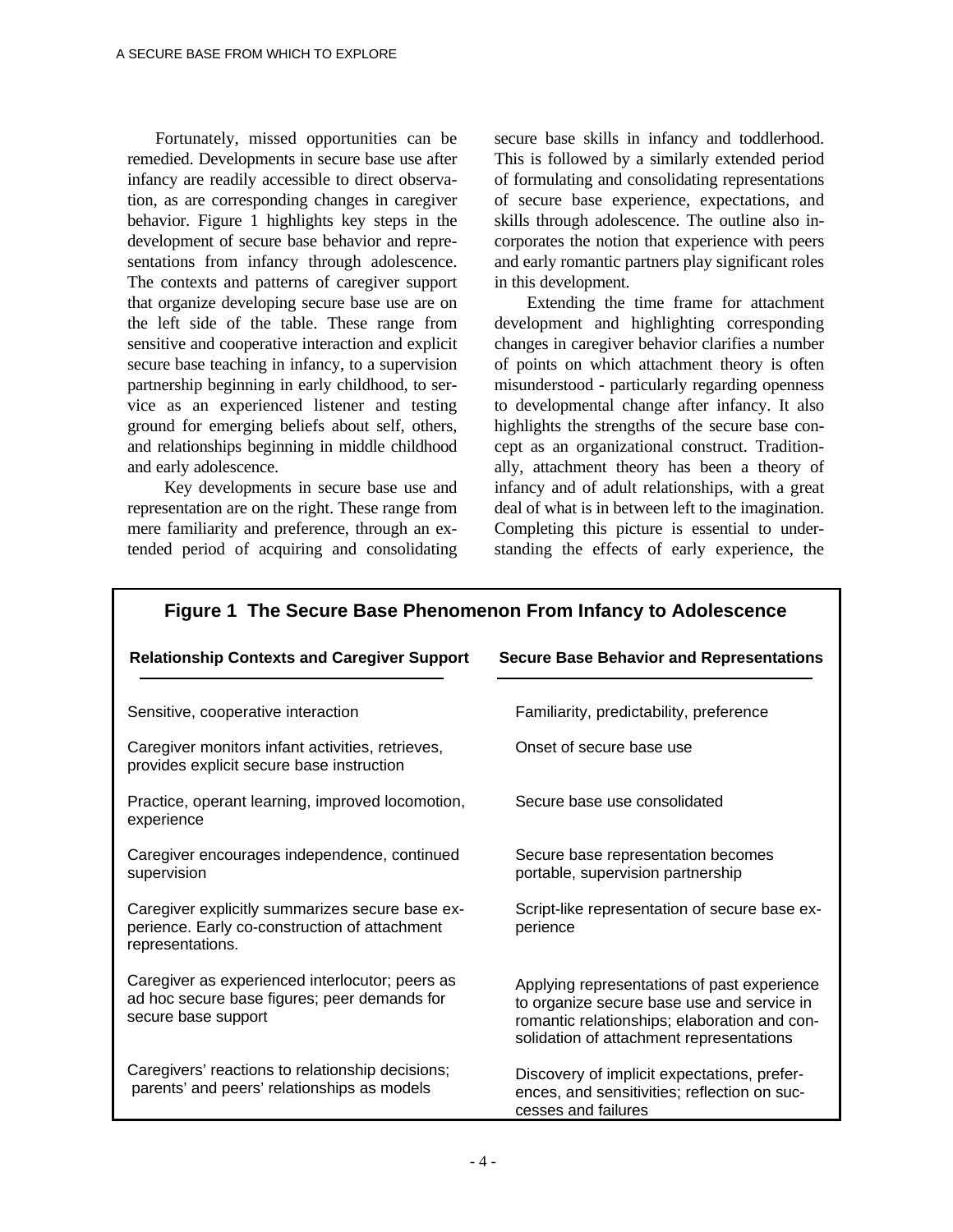Fortunately, missed opportunities can be remedied. Developments in secure base use after infancy are readily accessible to direct observation, as are corresponding changes in caregiver behavior. Figure 1 highlights key steps in the development of secure base behavior and representations from infancy through adolescence. The contexts and patterns of caregiver support that organize developing secure base use are on the left side of the table. These range from sensitive and cooperative interaction and explicit secure base teaching in infancy, to a supervision partnership beginning in early childhood, to service as an experienced listener and testing ground for emerging beliefs about self, others, and relationships beginning in middle childhood and early adolescence.

Key developments in secure base use and representation are on the right. These range from mere familiarity and preference, through an extended period of acquiring and consolidating secure base skills in infancy and toddlerhood. This is followed by a similarly extended period of formulating and consolidating representations of secure base experience, expectations, and skills through adolescence. The outline also incorporates the notion that experience with peers and early romantic partners play significant roles in this development.

Extending the time frame for attachment development and highlighting corresponding changes in caregiver behavior clarifies a number of points on which attachment theory is often misunderstood - particularly regarding openness to developmental change after infancy. It also highlights the strengths of the secure base concept as an organizational construct. Traditionally, attachment theory has been a theory of infancy and of adult relationships, with a great deal of what is in between left to the imagination. Completing this picture is essential to understanding the effects of early experience, the

**Figure 1 The Secure Base Phenomenon From Infancy to Adolescence**

| Relationship Contexts and Caregiver Support | Secure Base Behavior and Representations |
|---|---|
| Sensitive, cooperative interaction | Familiarity, predictability, preference |
| Caregiver monitors infant activities, retrieves, provides explicit secure base instruction | Onset of secure base use |
| Practice, operant learning, improved locomotion, experience | Secure base use consolidated |
| Caregiver encourages independence, continued supervision | Secure base representation becomes portable, supervision partnership |
| Caregiver explicitly summarizes secure base experience. Early co-construction of attachment representations. | Script-like representation of secure base experience |
| Caregiver as experienced interlocutor; peers as ad hoc secure base figures; peer demands for secure base support | Applying representations of past experience to organize secure base use and service in romantic relationships; elaboration and consolidation of attachment representations |
| Caregivers' reactions to relationship decisions; parents' and peers' relationships as models | Discovery of implicit expectations, preferences, and sensitivities; reflection on successes and failures |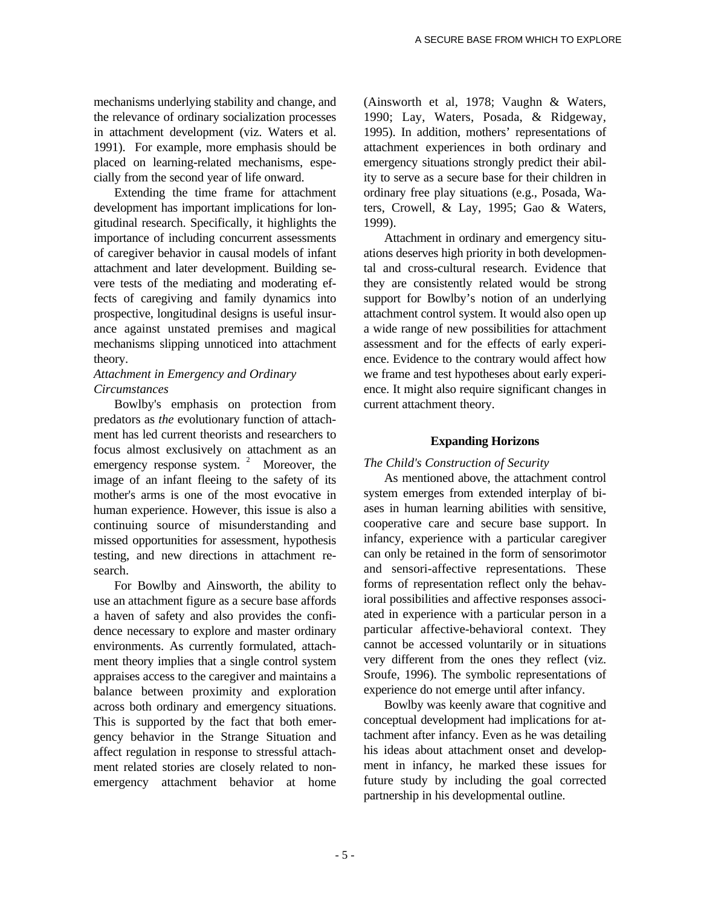mechanisms underlying stability and change, and the relevance of ordinary socialization processes in attachment development (viz. Waters et al. 1991). For example, more emphasis should be placed on learning-related mechanisms, especially from the second year of life onward.

Extending the time frame for attachment development has important implications for longitudinal research. Specifically, it highlights the importance of including concurrent assessments of caregiver behavior in causal models of infant attachment and later development. Building severe tests of the mediating and moderating effects of caregiving and family dynamics into prospective, longitudinal designs is useful insurance against unstated premises and magical mechanisms slipping unnoticed into attachment theory.

*Attachment in Emergency and Ordinary Circumstances*

Bowlby's emphasis on protection from predators as *the* evolutionary function of attachment has led current theorists and researchers to focus almost exclusively on attachment as an emergency response system. [2] Moreover, the image of an infant fleeing to the safety of its mother's arms is one of the most evocative in human experience. However, this issue is also a continuing source of misunderstanding and missed opportunities for assessment, hypothesis testing, and new directions in attachment research.

For Bowlby and Ainsworth, the ability to use an attachment figure as a secure base affords a haven of safety and also provides the confidence necessary to explore and master ordinary environments. As currently formulated, attachment theory implies that a single control system appraises access to the caregiver and maintains a balance between proximity and exploration across both ordinary and emergency situations. This is supported by the fact that both emergency behavior in the Strange Situation and affect regulation in response to stressful attachment related stories are closely related to non-emergency attachment behavior at home (Ainsworth et al, 1978; Vaughn & Waters, 1990; Lay, Waters, Posada, & Ridgeway, 1995). In addition, mothers' representations of attachment experiences in both ordinary and emergency situations strongly predict their ability to serve as a secure base for their children in ordinary free play situations (e.g., Posada, Waters, Crowell, & Lay, 1995; Gao & Waters, 1999).

Attachment in ordinary and emergency situations deserves high priority in both developmental and cross-cultural research. Evidence that they are consistently related would be strong support for Bowlby's notion of an underlying attachment control system. It would also open up a wide range of new possibilities for attachment assessment and for the effects of early experience. Evidence to the contrary would affect how we frame and test hypotheses about early experience. It might also require significant changes in current attachment theory.

## Expanding Horizons

*The Child's Construction of Security*

As mentioned above, the attachment control system emerges from extended interplay of biases in human learning abilities with sensitive, cooperative care and secure base support. In infancy, experience with a particular caregiver can only be retained in the form of sensorimotor and sensori-affective representations. These forms of representation reflect only the behavioral possibilities and affective responses associated in experience with a particular person in a particular affective-behavioral context. They cannot be accessed voluntarily or in situations very different from the ones they reflect (viz. Sroufe, 1996). The symbolic representations of experience do not emerge until after infancy.

Bowlby was keenly aware that cognitive and conceptual development had implications for attachment after infancy. Even as he was detailing his ideas about attachment onset and development in infancy, he marked these issues for future study by including the goal corrected partnership in his developmental outline.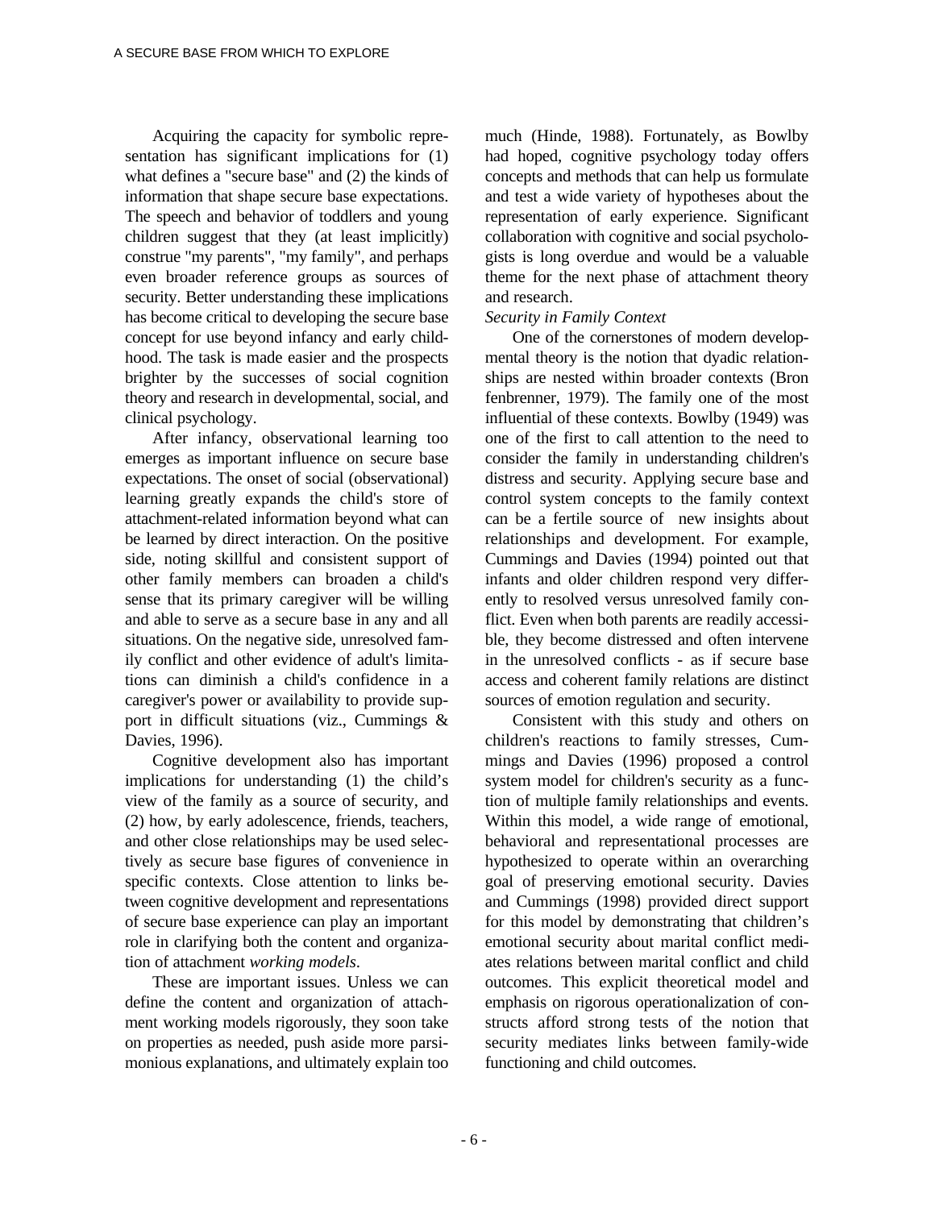Acquiring the capacity for symbolic representation has significant implications for (1) what defines a "secure base" and (2) the kinds of information that shape secure base expectations. The speech and behavior of toddlers and young children suggest that they (at least implicitly) construe "my parents", "my family", and perhaps even broader reference groups as sources of security. Better understanding these implications has become critical to developing the secure base concept for use beyond infancy and early childhood. The task is made easier and the prospects brighter by the successes of social cognition theory and research in developmental, social, and clinical psychology.

After infancy, observational learning too emerges as important influence on secure base expectations. The onset of social (observational) learning greatly expands the child's store of attachment-related information beyond what can be learned by direct interaction. On the positive side, noting skillful and consistent support of other family members can broaden a child's sense that its primary caregiver will be willing and able to serve as a secure base in any and all situations. On the negative side, unresolved family conflict and other evidence of adult's limitations can diminish a child's confidence in a caregiver's power or availability to provide support in difficult situations (viz., Cummings & Davies, 1996).

Cognitive development also has important implications for understanding (1) the child's view of the family as a source of security, and (2) how, by early adolescence, friends, teachers, and other close relationships may be used selectively as secure base figures of convenience in specific contexts. Close attention to links between cognitive development and representations of secure base experience can play an important role in clarifying both the content and organization of attachment *working models*.

These are important issues. Unless we can define the content and organization of attachment working models rigorously, they soon take on properties as needed, push aside more parsimonious explanations, and ultimately explain too much (Hinde, 1988). Fortunately, as Bowlby had hoped, cognitive psychology today offers concepts and methods that can help us formulate and test a wide variety of hypotheses about the representation of early experience. Significant collaboration with cognitive and social psychologists is long overdue and would be a valuable theme for the next phase of attachment theory and research.

*Security in Family Context*

One of the cornerstones of modern developmental theory is the notion that dyadic relationships are nested within broader contexts (Bron fenbrenner, 1979). The family one of the most influential of these contexts. Bowlby (1949) was one of the first to call attention to the need to consider the family in understanding children's distress and security. Applying secure base and control system concepts to the family context can be a fertile source of new insights about relationships and development. For example, Cummings and Davies (1994) pointed out that infants and older children respond very differently to resolved versus unresolved family conflict. Even when both parents are readily accessible, they become distressed and often intervene in the unresolved conflicts - as if secure base access and coherent family relations are distinct sources of emotion regulation and security.

Consistent with this study and others on children's reactions to family stresses, Cummings and Davies (1996) proposed a control system model for children's security as a function of multiple family relationships and events. Within this model, a wide range of emotional, behavioral and representational processes are hypothesized to operate within an overarching goal of preserving emotional security. Davies and Cummings (1998) provided direct support for this model by demonstrating that children's emotional security about marital conflict mediates relations between marital conflict and child outcomes. This explicit theoretical model and emphasis on rigorous operationalization of constructs afford strong tests of the notion that security mediates links between family-wide functioning and child outcomes.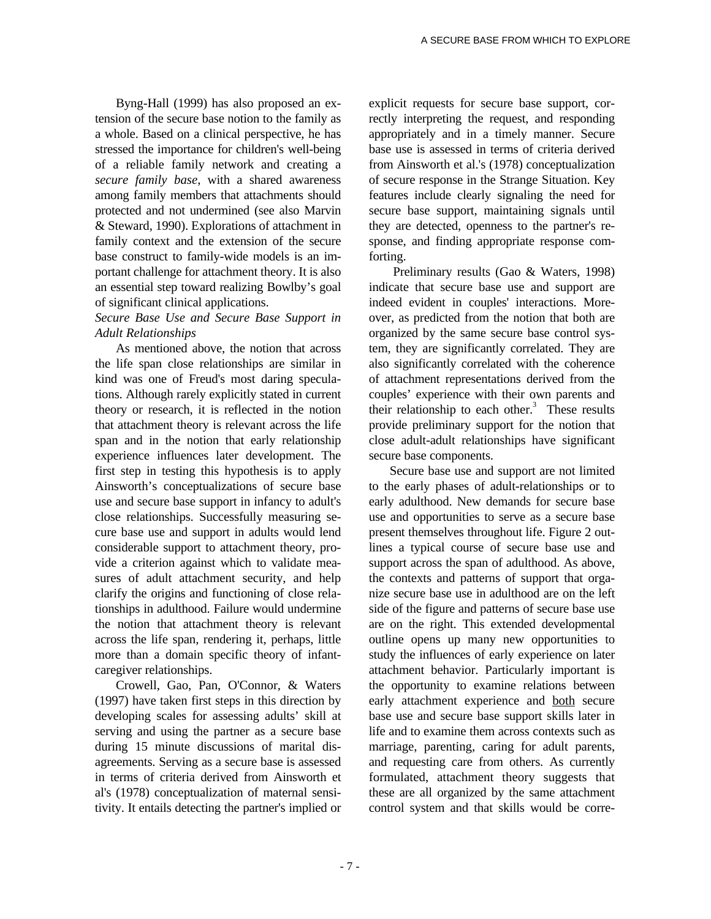Byng-Hall (1999) has also proposed an extension of the secure base notion to the family as a whole. Based on a clinical perspective, he has stressed the importance for children's well-being of a reliable family network and creating a *secure family base*, with a shared awareness among family members that attachments should protected and not undermined (see also Marvin & Steward, 1990). Explorations of attachment in family context and the extension of the secure base construct to family-wide models is an important challenge for attachment theory. It is also an essential step toward realizing Bowlby's goal of significant clinical applications.

*Secure Base Use and Secure Base Support in Adult Relationships*

As mentioned above, the notion that across the life span close relationships are similar in kind was one of Freud's most daring speculations. Although rarely explicitly stated in current theory or research, it is reflected in the notion that attachment theory is relevant across the life span and in the notion that early relationship experience influences later development. The first step in testing this hypothesis is to apply Ainsworth's conceptualizations of secure base use and secure base support in infancy to adult's close relationships. Successfully measuring secure base use and support in adults would lend considerable support to attachment theory, provide a criterion against which to validate measures of adult attachment security, and help clarify the origins and functioning of close relationships in adulthood. Failure would undermine the notion that attachment theory is relevant across the life span, rendering it, perhaps, little more than a domain specific theory of infant-caregiver relationships.

Crowell, Gao, Pan, O'Connor, & Waters (1997) have taken first steps in this direction by developing scales for assessing adults' skill at serving and using the partner as a secure base during 15 minute discussions of marital disagreements. Serving as a secure base is assessed in terms of criteria derived from Ainsworth et al's (1978) conceptualization of maternal sensitivity. It entails detecting the partner's implied or explicit requests for secure base support, correctly interpreting the request, and responding appropriately and in a timely manner. Secure base use is assessed in terms of criteria derived from Ainsworth et al.'s (1978) conceptualization of secure response in the Strange Situation. Key features include clearly signaling the need for secure base support, maintaining signals until they are detected, openness to the partner's response, and finding appropriate response comforting.

Preliminary results (Gao & Waters, 1998) indicate that secure base use and support are indeed evident in couples' interactions. Moreover, as predicted from the notion that both are organized by the same secure base control system, they are significantly correlated. They are also significantly correlated with the coherence of attachment representations derived from the couples' experience with their own parents and their relationship to each other.[3] These results provide preliminary support for the notion that close adult-adult relationships have significant secure base components.

Secure base use and support are not limited to the early phases of adult-relationships or to early adulthood. New demands for secure base use and opportunities to serve as a secure base present themselves throughout life. Figure 2 outlines a typical course of secure base use and support across the span of adulthood. As above, the contexts and patterns of support that organize secure base use in adulthood are on the left side of the figure and patterns of secure base use are on the right. This extended developmental outline opens up many new opportunities to study the influences of early experience on later attachment behavior. Particularly important is the opportunity to examine relations between early attachment experience and <u>both</u> secure base use and secure base support skills later in life and to examine them across contexts such as marriage, parenting, caring for adult parents, and requesting care from others. As currently formulated, attachment theory suggests that these are all organized by the same attachment control system and that skills would be corre-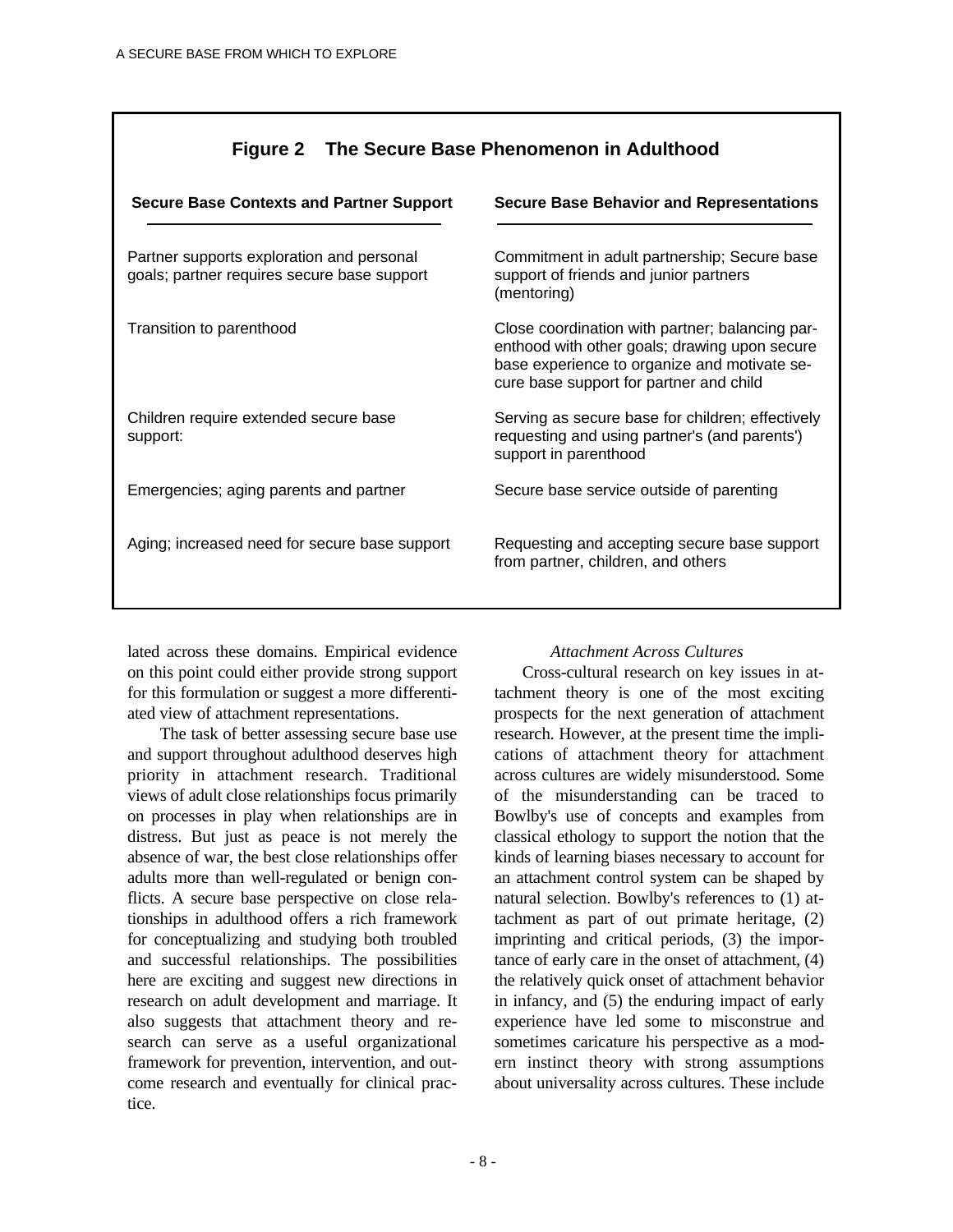**Figure 2 The Secure Base Phenomenon in Adulthood**

| Secure Base Contexts and Partner Support | Secure Base Behavior and Representations |
|---|---|
| Partner supports exploration and personal goals; partner requires secure base support | Commitment in adult partnership; Secure base support of friends and junior partners (mentoring) |
| Transition to parenthood | Close coordination with partner; balancing parenthood with other goals; drawing upon secure base experience to organize and motivate secure base support for partner and child |
| Children require extended secure base support: | Serving as secure base for children; effectively requesting and using partner's (and parents') support in parenthood |
| Emergencies; aging parents and partner | Secure base service outside of parenting |
| Aging; increased need for secure base support | Requesting and accepting secure base support from partner, children, and others |

lated across these domains. Empirical evidence on this point could either provide strong support for this formulation or suggest a more differentiated view of attachment representations.

The task of better assessing secure base use and support throughout adulthood deserves high priority in attachment research. Traditional views of adult close relationships focus primarily on processes in play when relationships are in distress. But just as peace is not merely the absence of war, the best close relationships offer adults more than well-regulated or benign conflicts. A secure base perspective on close relationships in adulthood offers a rich framework for conceptualizing and studying both troubled and successful relationships. The possibilities here are exciting and suggest new directions in research on adult development and marriage. It also suggests that attachment theory and research can serve as a useful organizational framework for prevention, intervention, and outcome research and eventually for clinical practice.

*Attachment Across Cultures*

Cross-cultural research on key issues in attachment theory is one of the most exciting prospects for the next generation of attachment research. However, at the present time the implications of attachment theory for attachment across cultures are widely misunderstood. Some of the misunderstanding can be traced to Bowlby's use of concepts and examples from classical ethology to support the notion that the kinds of learning biases necessary to account for an attachment control system can be shaped by natural selection. Bowlby's references to (1) attachment as part of out primate heritage, (2) imprinting and critical periods, (3) the importance of early care in the onset of attachment, (4) the relatively quick onset of attachment behavior in infancy, and (5) the enduring impact of early experience have led some to misconstrue and sometimes caricature his perspective as a modern instinct theory with strong assumptions about universality across cultures. These include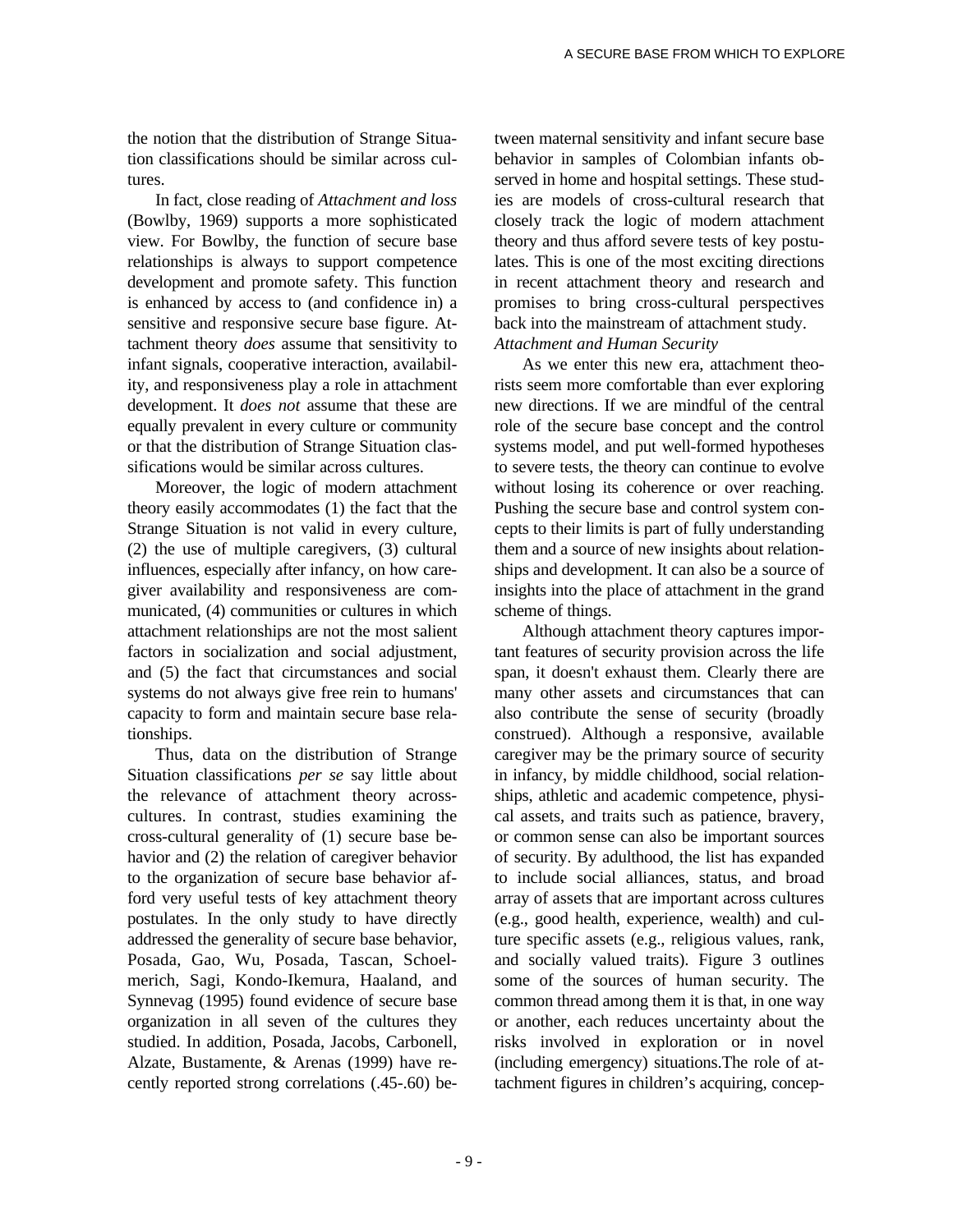the notion that the distribution of Strange Situation classifications should be similar across cultures.

In fact, close reading of *Attachment and loss* (Bowlby, 1969) supports a more sophisticated view. For Bowlby, the function of secure base relationships is always to support competence development and promote safety. This function is enhanced by access to (and confidence in) a sensitive and responsive secure base figure. Attachment theory *does* assume that sensitivity to infant signals, cooperative interaction, availability, and responsiveness play a role in attachment development. It *does not* assume that these are equally prevalent in every culture or community or that the distribution of Strange Situation classifications would be similar across cultures.

Moreover, the logic of modern attachment theory easily accommodates (1) the fact that the Strange Situation is not valid in every culture, (2) the use of multiple caregivers, (3) cultural influences, especially after infancy, on how caregiver availability and responsiveness are communicated, (4) communities or cultures in which attachment relationships are not the most salient factors in socialization and social adjustment, and (5) the fact that circumstances and social systems do not always give free rein to humans' capacity to form and maintain secure base relationships.

Thus, data on the distribution of Strange Situation classifications *per se* say little about the relevance of attachment theory across-cultures. In contrast, studies examining the cross-cultural generality of (1) secure base behavior and (2) the relation of caregiver behavior to the organization of secure base behavior afford very useful tests of key attachment theory postulates. In the only study to have directly addressed the generality of secure base behavior, Posada, Gao, Wu, Posada, Tascan, Schoelmerich, Sagi, Kondo-Ikemura, Haaland, and Synnevag (1995) found evidence of secure base organization in all seven of the cultures they studied. In addition, Posada, Jacobs, Carbonell, Alzate, Bustamente, & Arenas (1999) have recently reported strong correlations (.45-.60) between maternal sensitivity and infant secure base behavior in samples of Colombian infants observed in home and hospital settings. These studies are models of cross-cultural research that closely track the logic of modern attachment theory and thus afford severe tests of key postulates. This is one of the most exciting directions in recent attachment theory and research and promises to bring cross-cultural perspectives back into the mainstream of attachment study.

*Attachment and Human Security*

As we enter this new era, attachment theorists seem more comfortable than ever exploring new directions. If we are mindful of the central role of the secure base concept and the control systems model, and put well-formed hypotheses to severe tests, the theory can continue to evolve without losing its coherence or over reaching. Pushing the secure base and control system concepts to their limits is part of fully understanding them and a source of new insights about relationships and development. It can also be a source of insights into the place of attachment in the grand scheme of things.

Although attachment theory captures important features of security provision across the life span, it doesn't exhaust them. Clearly there are many other assets and circumstances that can also contribute the sense of security (broadly construed). Although a responsive, available caregiver may be the primary source of security in infancy, by middle childhood, social relationships, athletic and academic competence, physical assets, and traits such as patience, bravery, or common sense can also be important sources of security. By adulthood, the list has expanded to include social alliances, status, and broad array of assets that are important across cultures (e.g., good health, experience, wealth) and culture specific assets (e.g., religious values, rank, and socially valued traits). Figure 3 outlines some of the sources of human security. The common thread among them it is that, in one way or another, each reduces uncertainty about the risks involved in exploration or in novel (including emergency) situations.The role of attachment figures in children's acquiring, concep-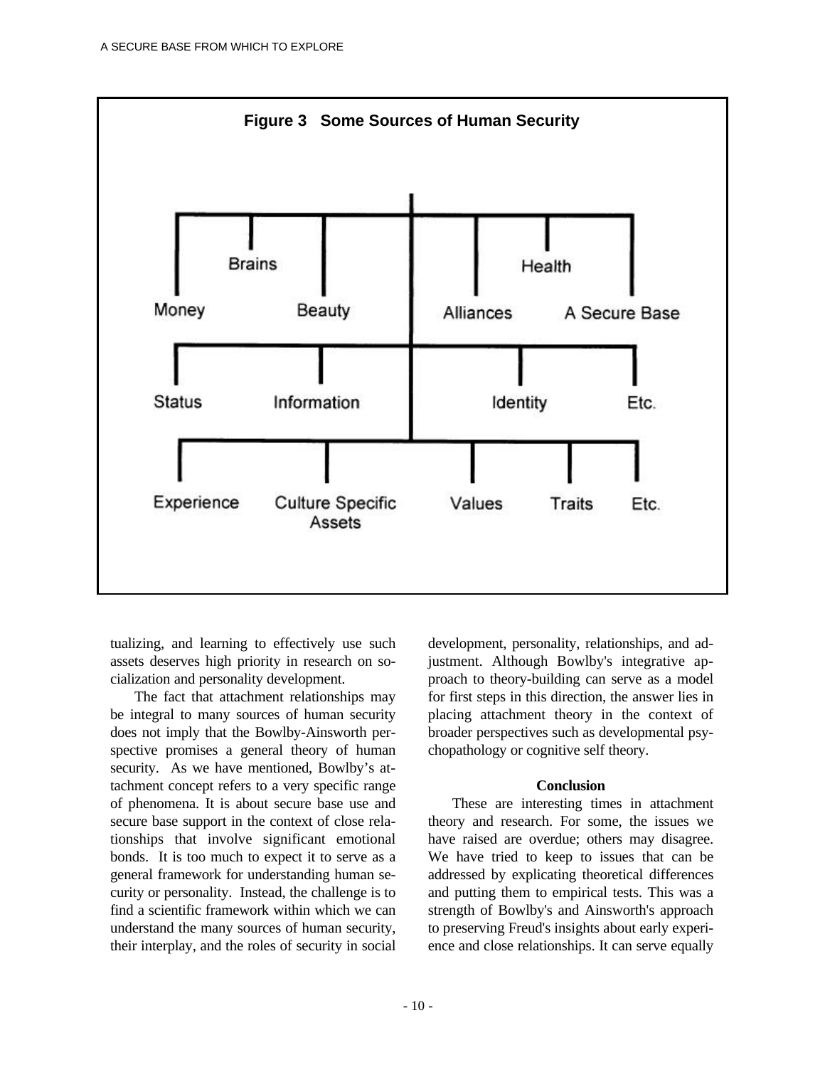**Figure 3 Some Sources of Human Security**

Money, Brains, Beauty, Alliances, Health, A Secure Base, Status, Information, Identity, Etc., Experience, Culture Specific Assets, Values, Traits, Etc.

tualizing, and learning to effectively use such assets deserves high priority in research on socialization and personality development.

The fact that attachment relationships may be integral to many sources of human security does not imply that the Bowlby-Ainsworth perspective promises a general theory of human security. As we have mentioned, Bowlby's attachment concept refers to a very specific range of phenomena. It is about secure base use and secure base support in the context of close relationships that involve significant emotional bonds. It is too much to expect it to serve as a general framework for understanding human security or personality. Instead, the challenge is to find a scientific framework within which we can understand the many sources of human security, their interplay, and the roles of security in social development, personality, relationships, and adjustment. Although Bowlby's integrative approach to theory-building can serve as a model for first steps in this direction, the answer lies in placing attachment theory in the context of broader perspectives such as developmental psychopathology or cognitive self theory.

## Conclusion

These are interesting times in attachment theory and research. For some, the issues we have raised are overdue; others may disagree. We have tried to keep to issues that can be addressed by explicating theoretical differences and putting them to empirical tests. This was a strength of Bowlby's and Ainsworth's approach to preserving Freud's insights about early experience and close relationships. It can serve equally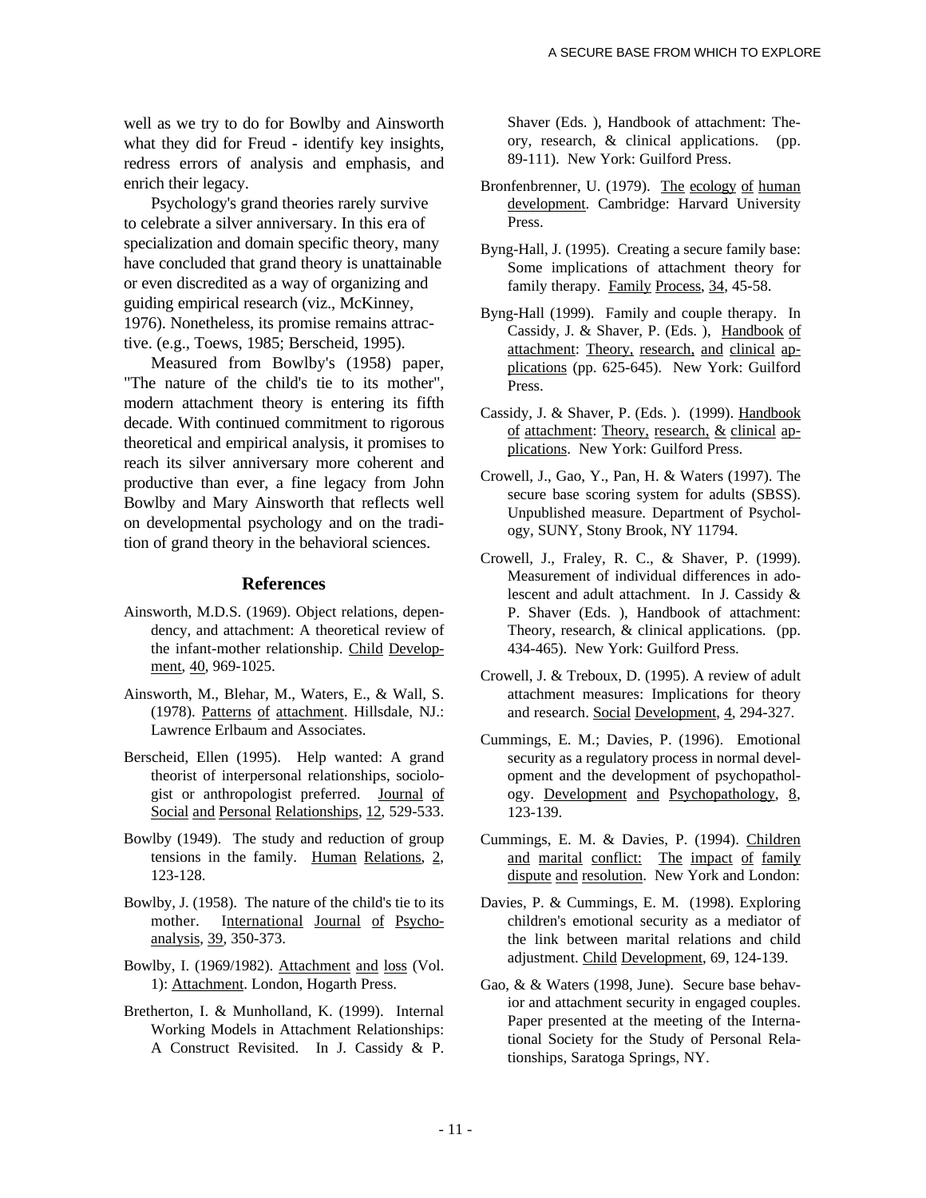well as we try to do for Bowlby and Ainsworth what they did for Freud - identify key insights, redress errors of analysis and emphasis, and enrich their legacy.

Psychology's grand theories rarely survive to celebrate a silver anniversary. In this era of specialization and domain specific theory, many have concluded that grand theory is unattainable or even discredited as a way of organizing and guiding empirical research (viz., McKinney, 1976). Nonetheless, its promise remains attractive. (e.g., Toews, 1985; Berscheid, 1995).

Measured from Bowlby's (1958) paper, "The nature of the child's tie to its mother", modern attachment theory is entering its fifth decade. With continued commitment to rigorous theoretical and empirical analysis, it promises to reach its silver anniversary more coherent and productive than ever, a fine legacy from John Bowlby and Mary Ainsworth that reflects well on developmental psychology and on the tradition of grand theory in the behavioral sciences.

## References

Ainsworth, M.D.S. (1969). Object relations, dependency, and attachment: A theoretical review of the infant-mother relationship. Child Development, 40, 969-1025.

Ainsworth, M., Blehar, M., Waters, E., & Wall, S. (1978). Patterns of attachment. Hillsdale, NJ.: Lawrence Erlbaum and Associates.

Berscheid, Ellen (1995). Help wanted: A grand theorist of interpersonal relationships, sociologist or anthropologist preferred. Journal of Social and Personal Relationships, 12, 529-533.

Bowlby (1949). The study and reduction of group tensions in the family. Human Relations, 2, 123-128.

Bowlby, J. (1958). The nature of the child's tie to its mother. International Journal of Psychoanalysis, 39, 350-373.

Bowlby, I. (1969/1982). Attachment and loss (Vol. 1): Attachment. London, Hogarth Press.

Bretherton, I. & Munholland, K. (1999). Internal Working Models in Attachment Relationships: A Construct Revisited. In J. Cassidy & P. Shaver (Eds. ), Handbook of attachment: Theory, research, & clinical applications. (pp. 89-111). New York: Guilford Press.

Bronfenbrenner, U. (1979). The ecology of human development. Cambridge: Harvard University Press.

Byng-Hall, J. (1995). Creating a secure family base: Some implications of attachment theory for family therapy. Family Process, 34, 45-58.

Byng-Hall (1999). Family and couple therapy. In Cassidy, J. & Shaver, P. (Eds. ), Handbook of attachment: Theory, research, and clinical applications (pp. 625-645). New York: Guilford Press.

Cassidy, J. & Shaver, P. (Eds. ). (1999). Handbook of attachment: Theory, research, & clinical applications. New York: Guilford Press.

Crowell, J., Gao, Y., Pan, H. & Waters (1997). The secure base scoring system for adults (SBSS). Unpublished measure. Department of Psychology, SUNY, Stony Brook, NY 11794.

Crowell, J., Fraley, R. C., & Shaver, P. (1999). Measurement of individual differences in adolescent and adult attachment. In J. Cassidy & P. Shaver (Eds. ), Handbook of attachment: Theory, research, & clinical applications. (pp. 434-465). New York: Guilford Press.

Crowell, J. & Treboux, D. (1995). A review of adult attachment measures: Implications for theory and research. Social Development, 4, 294-327.

Cummings, E. M.; Davies, P. (1996). Emotional security as a regulatory process in normal development and the development of psychopathology. Development and Psychopathology, 8, 123-139.

Cummings, E. M. & Davies, P. (1994). Children and marital conflict: The impact of family dispute and resolution. New York and London:

Davies, P. & Cummings, E. M. (1998). Exploring children's emotional security as a mediator of the link between marital relations and child adjustment. Child Development, 69, 124-139.

Gao, & & Waters (1998, June). Secure base behavior and attachment security in engaged couples. Paper presented at the meeting of the International Society for the Study of Personal Relationships, Saratoga Springs, NY.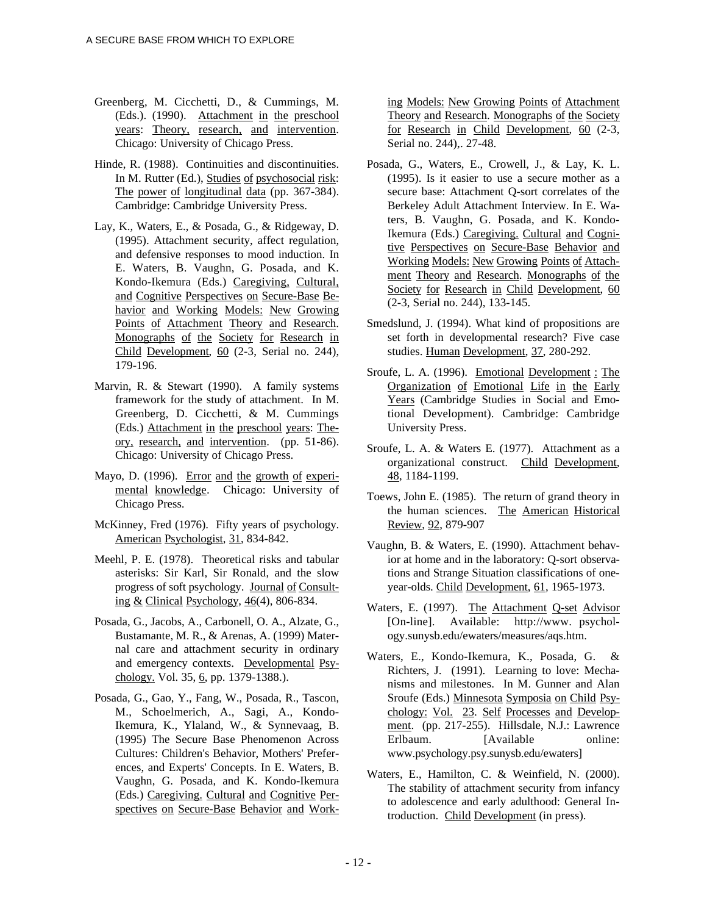Greenberg, M. Cicchetti, D., & Cummings, M. (Eds.). (1990). Attachment in the preschool years: Theory, research, and intervention. Chicago: University of Chicago Press.

Hinde, R. (1988). Continuities and discontinuities. In M. Rutter (Ed.), Studies of psychosocial risk: The power of longitudinal data (pp. 367-384). Cambridge: Cambridge University Press.

Lay, K., Waters, E., & Posada, G., & Ridgeway, D. (1995). Attachment security, affect regulation, and defensive responses to mood induction. In E. Waters, B. Vaughn, G. Posada, and K. Kondo-Ikemura (Eds.) Caregiving, Cultural, and Cognitive Perspectives on Secure-Base Behavior and Working Models: New Growing Points of Attachment Theory and Research. Monographs of the Society for Research in Child Development, 60 (2-3, Serial no. 244), 179-196.

Marvin, R. & Stewart (1990). A family systems framework for the study of attachment. In M. Greenberg, D. Cicchetti, & M. Cummings (Eds.) Attachment in the preschool years: Theory, research, and intervention. (pp. 51-86). Chicago: University of Chicago Press.

Mayo, D. (1996). Error and the growth of experimental knowledge. Chicago: University of Chicago Press.

McKinney, Fred (1976). Fifty years of psychology. American Psychologist, 31, 834-842.

Meehl, P. E. (1978). Theoretical risks and tabular asterisks: Sir Karl, Sir Ronald, and the slow progress of soft psychology. Journal of Consulting & Clinical Psychology, 46(4), 806-834.

Posada, G., Jacobs, A., Carbonell, O. A., Alzate, G., Bustamante, M. R., & Arenas, A. (1999) Maternal care and attachment security in ordinary and emergency contexts. Developmental Psychology. Vol. 35, 6, pp. 1379-1388.).

Posada, G., Gao, Y., Fang, W., Posada, R., Tascon, M., Schoelmerich, A., Sagi, A., Kondo-Ikemura, K., Ylaland, W., & Synnevaag, B. (1995) The Secure Base Phenomenon Across Cultures: Children's Behavior, Mothers' Preferences, and Experts' Concepts. In E. Waters, B. Vaughn, G. Posada, and K. Kondo-Ikemura (Eds.) Caregiving. Cultural and Cognitive Perspectives on Secure-Base Behavior and Working Models: New Growing Points of Attachment Theory and Research. Monographs of the Society for Research in Child Development, 60 (2-3, Serial no. 244),. 27-48.

Posada, G., Waters, E., Crowell, J., & Lay, K. L. (1995). Is it easier to use a secure mother as a secure base: Attachment Q-sort correlates of the Berkeley Adult Attachment Interview. In E. Waters, B. Vaughn, G. Posada, and K. Kondo-Ikemura (Eds.) Caregiving. Cultural and Cognitive Perspectives on Secure-Base Behavior and Working Models: New Growing Points of Attachment Theory and Research. Monographs of the Society for Research in Child Development, 60 (2-3, Serial no. 244), 133-145.

Smedslund, J. (1994). What kind of propositions are set forth in developmental research? Five case studies. Human Development, 37, 280-292.

Sroufe, L. A. (1996). Emotional Development : The Organization of Emotional Life in the Early Years (Cambridge Studies in Social and Emotional Development). Cambridge: Cambridge University Press.

Sroufe, L. A. & Waters E. (1977). Attachment as a organizational construct. Child Development, 48, 1184-1199.

Toews, John E. (1985). The return of grand theory in the human sciences. The American Historical Review, 92, 879-907

Vaughn, B. & Waters, E. (1990). Attachment behavior at home and in the laboratory: Q-sort observations and Strange Situation classifications of one-year-olds. Child Development, 61, 1965-1973.

Waters, E. (1997). The Attachment Q-set Advisor [On-line]. Available: http://www. psychology.sunysb.edu/ewaters/measures/aqs.htm.

Waters, E., Kondo-Ikemura, K., Posada, G. & Richters, J. (1991). Learning to love: Mechanisms and milestones. In M. Gunner and Alan Sroufe (Eds.) Minnesota Symposia on Child Psychology: Vol. 23. Self Processes and Development. (pp. 217-255). Hillsdale, N.J.: Lawrence Erlbaum. [Available online: www.psychology.psy.sunysb.edu/ewaters]

Waters, E., Hamilton, C. & Weinfield, N. (2000). The stability of attachment security from infancy to adolescence and early adulthood: General Introduction. Child Development (in press).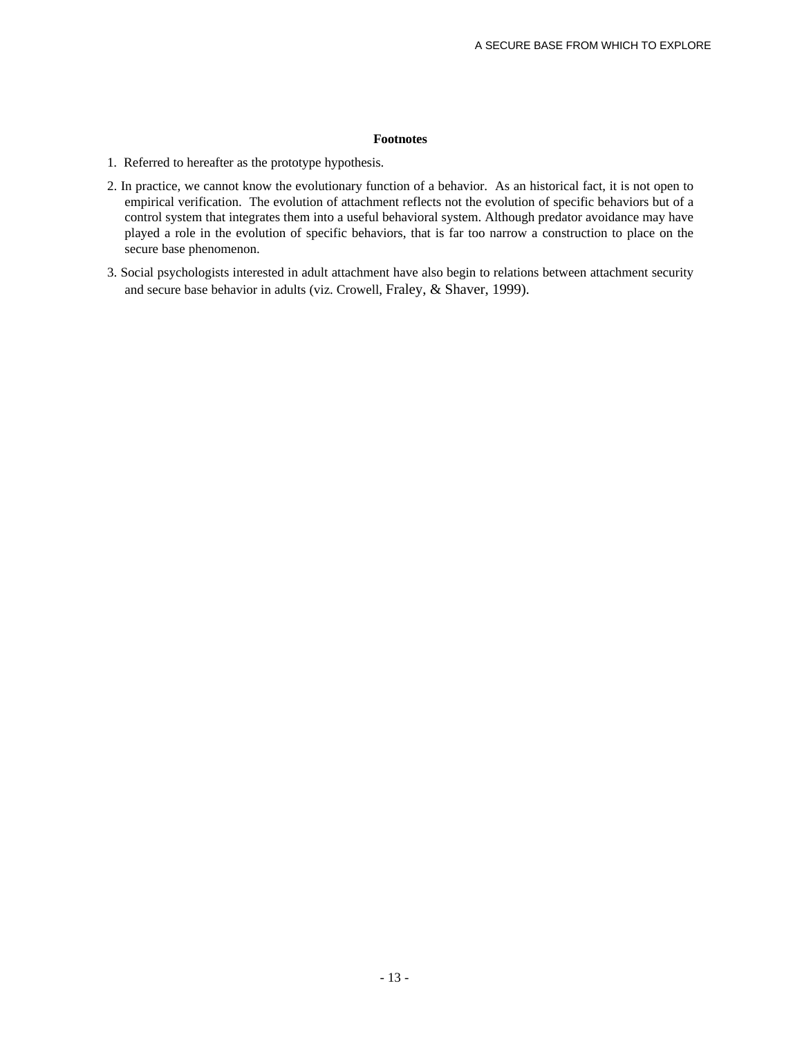**Footnotes**

1. Referred to hereafter as the prototype hypothesis.

2. In practice, we cannot know the evolutionary function of a behavior. As an historical fact, it is not open to empirical verification. The evolution of attachment reflects not the evolution of specific behaviors but of a control system that integrates them into a useful behavioral system. Although predator avoidance may have played a role in the evolution of specific behaviors, that is far too narrow a construction to place on the secure base phenomenon.

3. Social psychologists interested in adult attachment have also begin to relations between attachment security and secure base behavior in adults (viz. Crowell, Fraley, & Shaver, 1999).